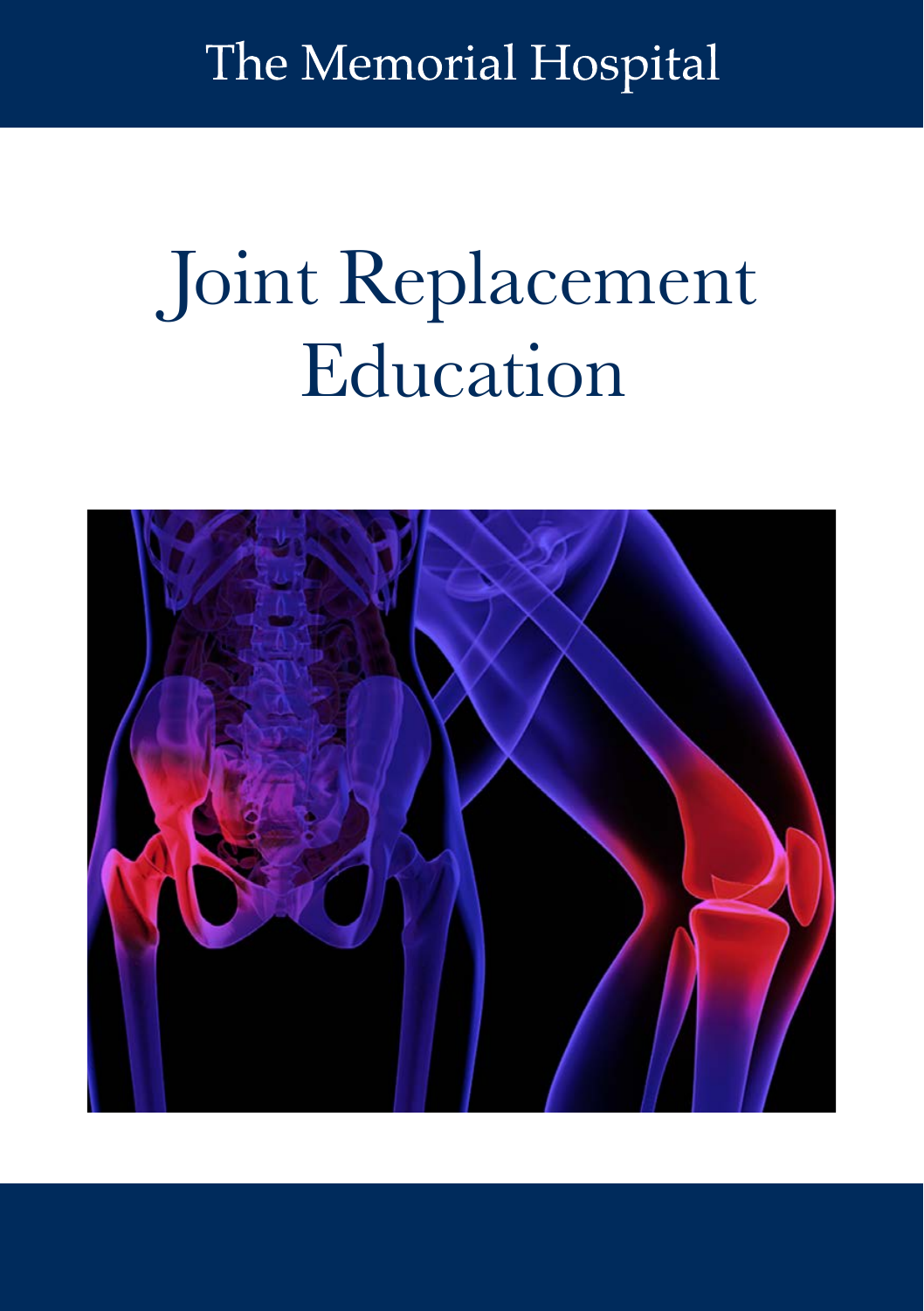The Memorial Hospital

# Joint Replacement Education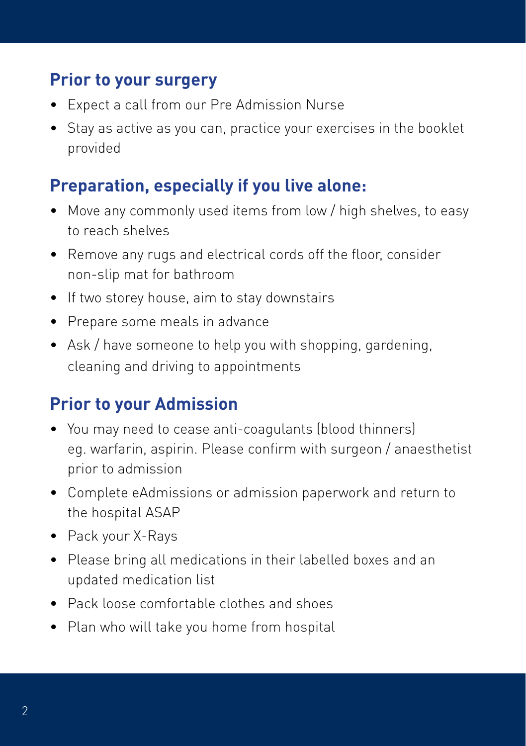## Prior to your surgery

- Expect a call from our Pre Admission Nurse
- Stay as active as you can, practice your exercises in the booklet provided

## Preparation, especially if you live alone:

- Move any commonly used items from low / high shelves, to easy to reach shelves
- Remove any rugs and electrical cords off the floor, consider non-slip mat for bathroom
- If two storey house, aim to stay downstairs
- Prepare some meals in advance
- Ask / have someone to help you with shopping, gardening, cleaning and driving to appointments

## Prior to your Admission

- You may need to cease anti-coagulants (blood thinners) eg. warfarin, aspirin. Please confirm with surgeon / anaesthetist prior to admission
- Complete eAdmissions or admission paperwork and return to the hospital ASAP
- Pack your X-Rays
- Please bring all medications in their labelled boxes and an updated medication list
- Pack loose comfortable clothes and shoes
- Plan who will take you home from hospital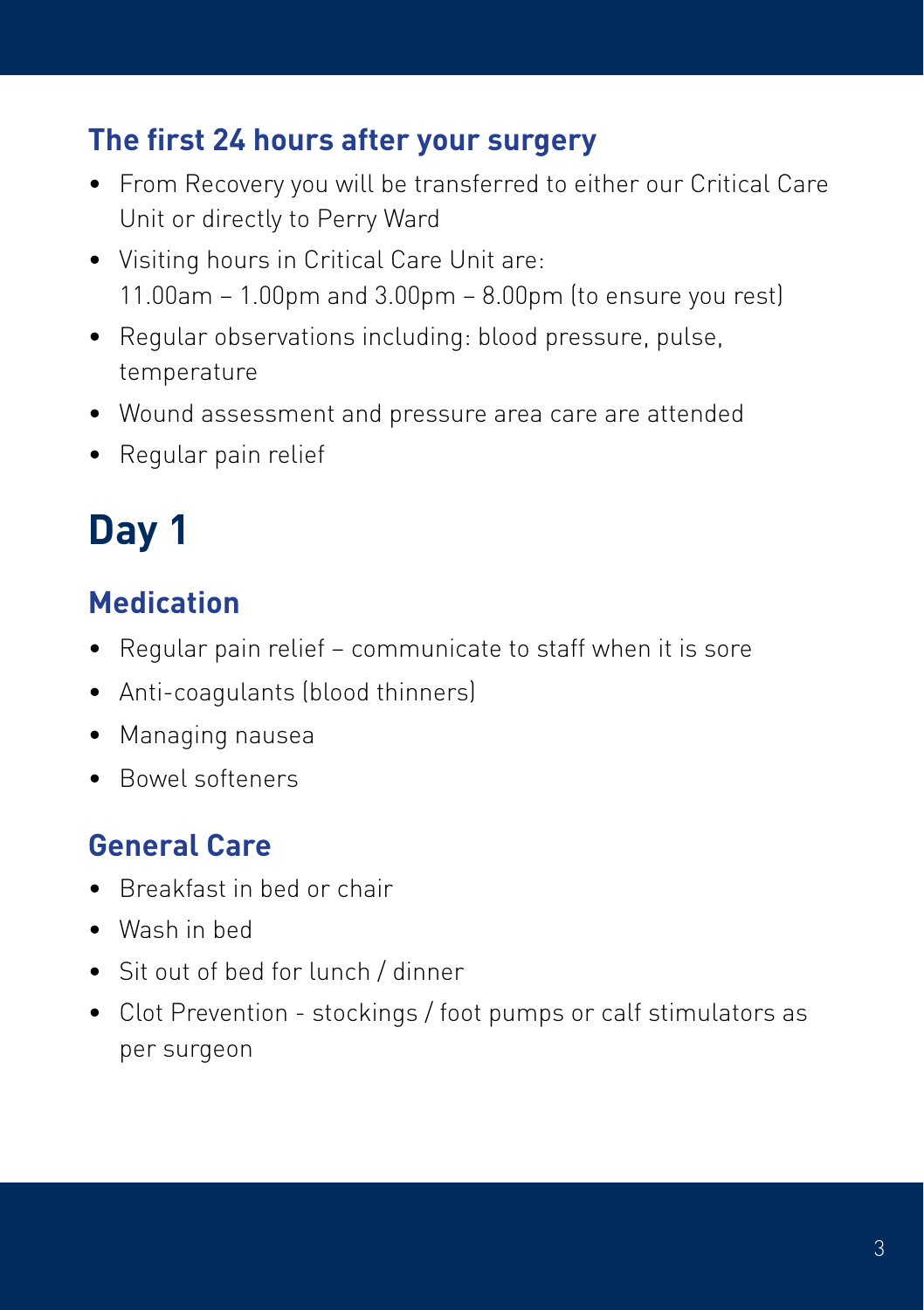## The first 24 hours after your surgery

- From Recovery you will be transferred to either our Critical Care Unit or directly to Perry Ward
- Visiting hours in Critical Care Unit are:  
  11.00am – 1.00pm and 3.00pm – 8.00pm (to ensure you rest)
- Regular observations including: blood pressure, pulse, temperature
- Wound assessment and pressure area care are attended
- Regular pain relief

# Day 1

## Medication

- Regular pain relief – communicate to staff when it is sore
- Anti-coagulants (blood thinners)
- Managing nausea
- Bowel softeners

## General Care

- Breakfast in bed or chair
- Wash in bed
- Sit out of bed for lunch / dinner
- Clot Prevention - stockings / foot pumps or calf stimulators as per surgeon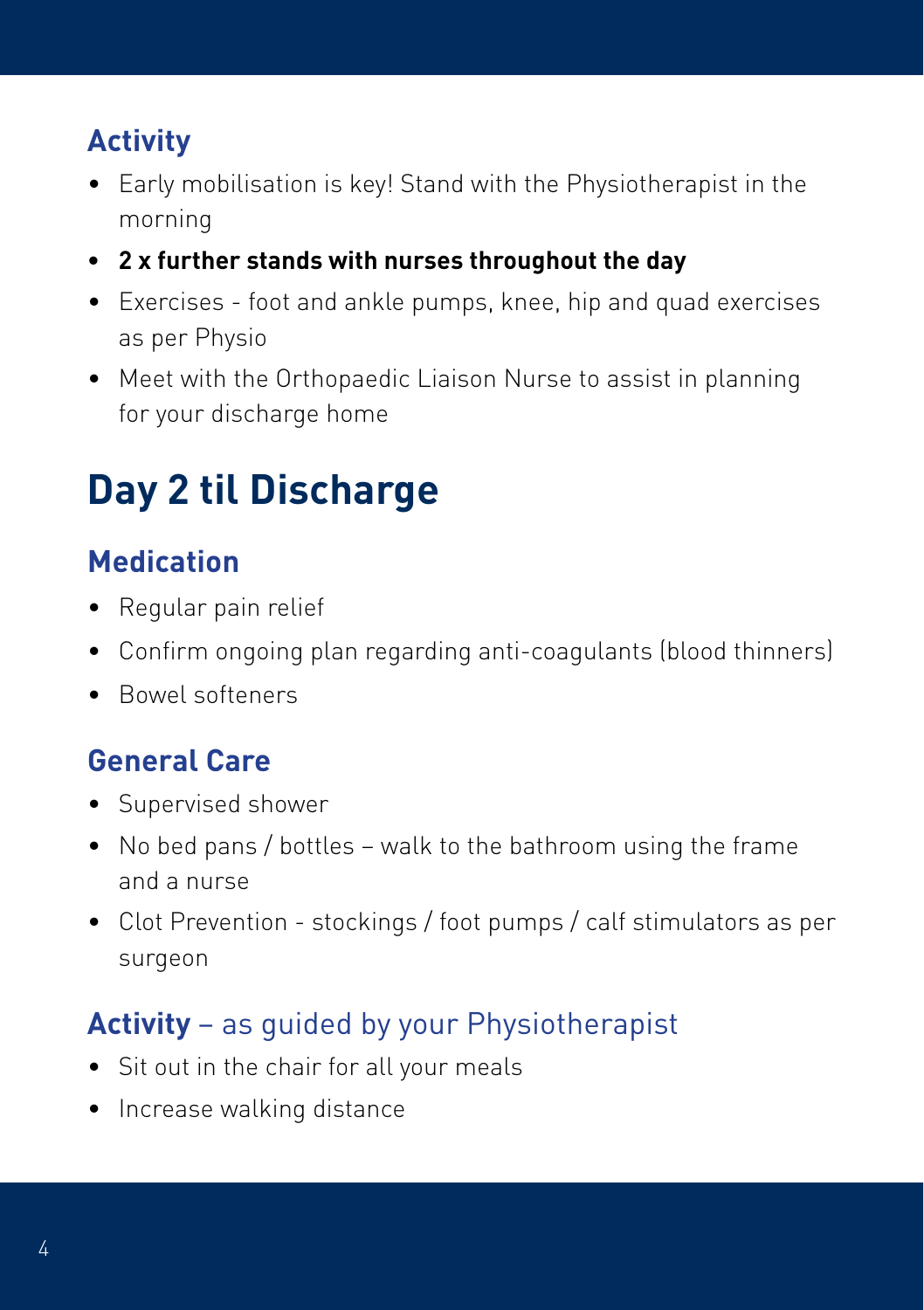### Activity

- Early mobilisation is key! Stand with the Physiotherapist in the morning
- **2 x further stands with nurses throughout the day**
- Exercises - foot and ankle pumps, knee, hip and quad exercises as per Physio
- Meet with the Orthopaedic Liaison Nurse to assist in planning for your discharge home

## Day 2 til Discharge

### Medication

- Regular pain relief
- Confirm ongoing plan regarding anti-coagulants (blood thinners)
- Bowel softeners

### General Care

- Supervised shower
- No bed pans / bottles – walk to the bathroom using the frame and a nurse
- Clot Prevention - stockings / foot pumps / calf stimulators as per surgeon

### **Activity** – as guided by your Physiotherapist

- Sit out in the chair for all your meals
- Increase walking distance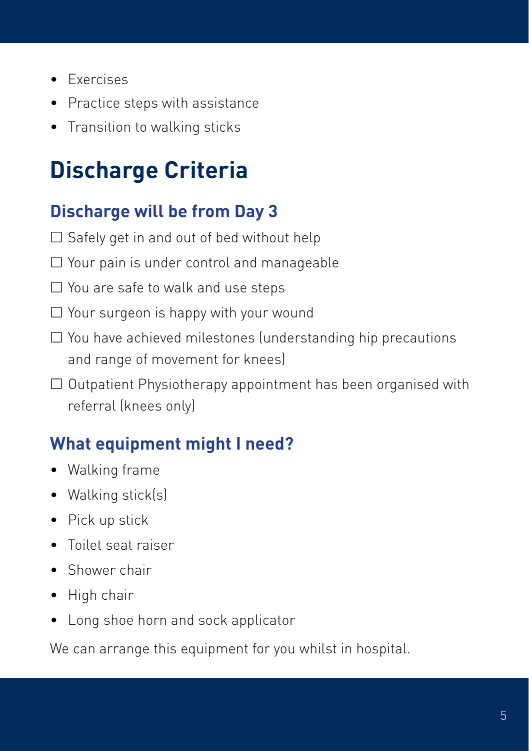- Exercises
- Practice steps with assistance
- Transition to walking sticks

# Discharge Criteria

## Discharge will be from Day 3

- ☐ Safely get in and out of bed without help
- ☐ Your pain is under control and manageable
- ☐ You are safe to walk and use steps
- ☐ Your surgeon is happy with your wound
- ☐ You have achieved milestones (understanding hip precautions and range of movement for knees)
- ☐ Outpatient Physiotherapy appointment has been organised with referral (knees only)

## What equipment might I need?

- Walking frame
- Walking stick(s)
- Pick up stick
- Toilet seat raiser
- Shower chair
- High chair
- Long shoe horn and sock applicator

We can arrange this equipment for you whilst in hospital.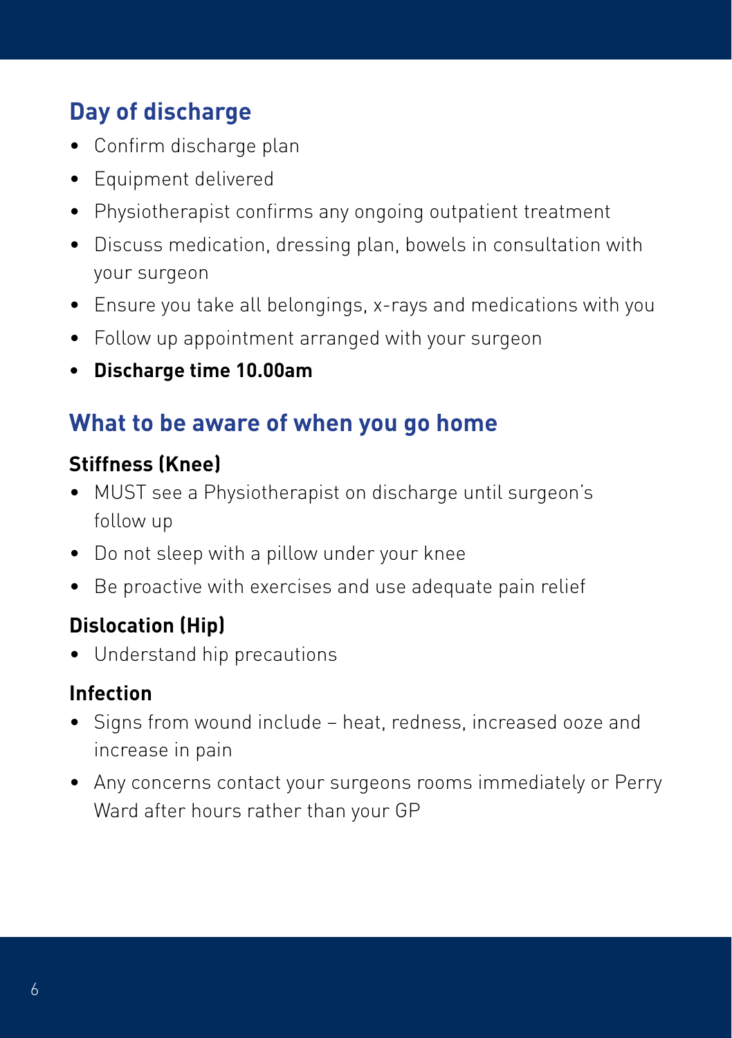## Day of discharge

- Confirm discharge plan
- Equipment delivered
- Physiotherapist confirms any ongoing outpatient treatment
- Discuss medication, dressing plan, bowels in consultation with your surgeon
- Ensure you take all belongings, x-rays and medications with you
- Follow up appointment arranged with your surgeon
- **Discharge time 10.00am**

## What to be aware of when you go home

### Stiffness (Knee)

- MUST see a Physiotherapist on discharge until surgeon's follow up
- Do not sleep with a pillow under your knee
- Be proactive with exercises and use adequate pain relief

### Dislocation (Hip)

- Understand hip precautions

### Infection

- Signs from wound include – heat, redness, increased ooze and increase in pain
- Any concerns contact your surgeons rooms immediately or Perry Ward after hours rather than your GP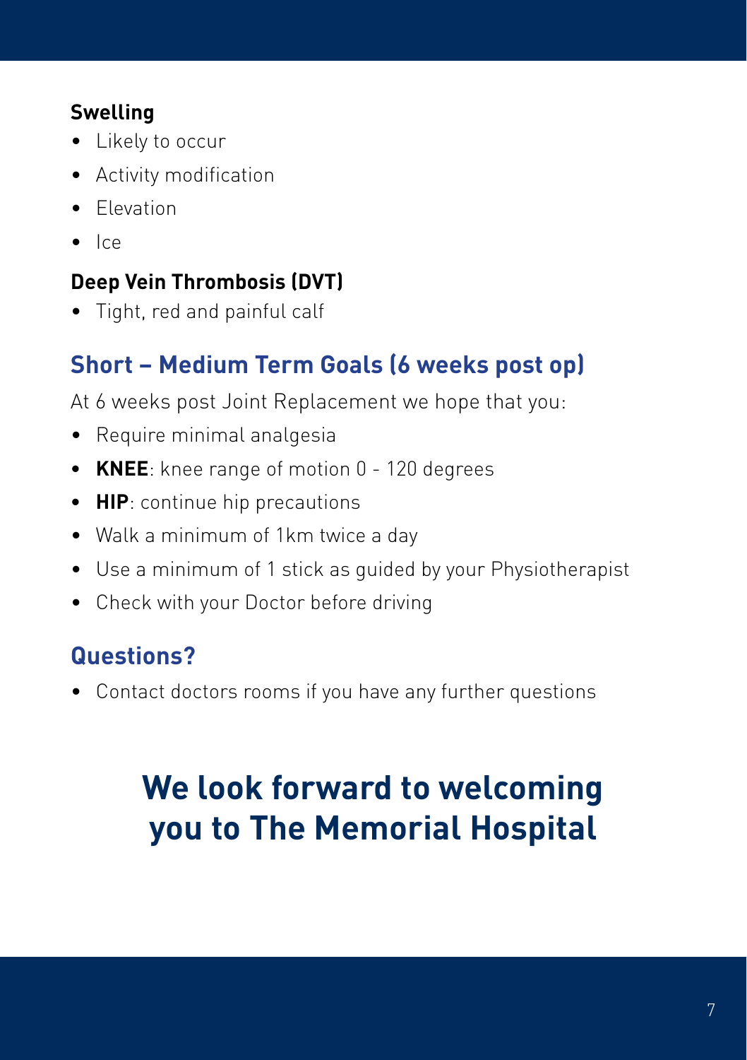### Swelling

- Likely to occur
- Activity modification
- Elevation
- Ice

### Deep Vein Thrombosis (DVT)

- Tight, red and painful calf

## Short – Medium Term Goals (6 weeks post op)

At 6 weeks post Joint Replacement we hope that you:

- Require minimal analgesia
- **KNEE**: knee range of motion 0 - 120 degrees
- **HIP**: continue hip precautions
- Walk a minimum of 1km twice a day
- Use a minimum of 1 stick as guided by your Physiotherapist
- Check with your Doctor before driving

## Questions?

- Contact doctors rooms if you have any further questions

# We look forward to welcoming you to The Memorial Hospital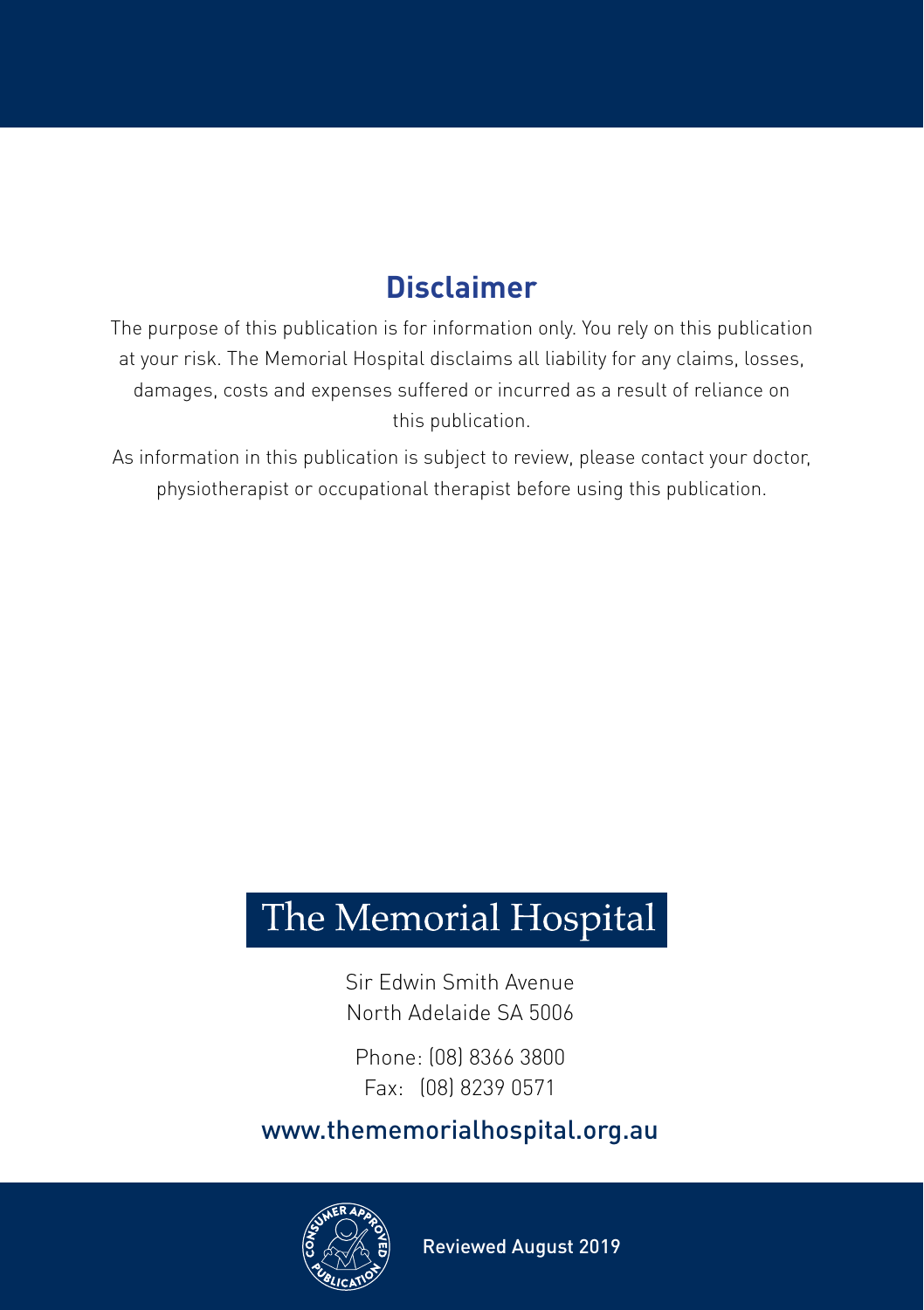## Disclaimer

The purpose of this publication is for information only. You rely on this publication at your risk. The Memorial Hospital disclaims all liability for any claims, losses, damages, costs and expenses suffered or incurred as a result of reliance on this publication.

As information in this publication is subject to review, please contact your doctor, physiotherapist or occupational therapist before using this publication.

The Memorial Hospital

Sir Edwin Smith Avenue
North Adelaide SA 5006

Phone: (08) 8366 3800
Fax: (08) 8239 0571

www.thememorialhospital.org.au

CONSUMER APPROVED PUBLICATION

Reviewed August 2019